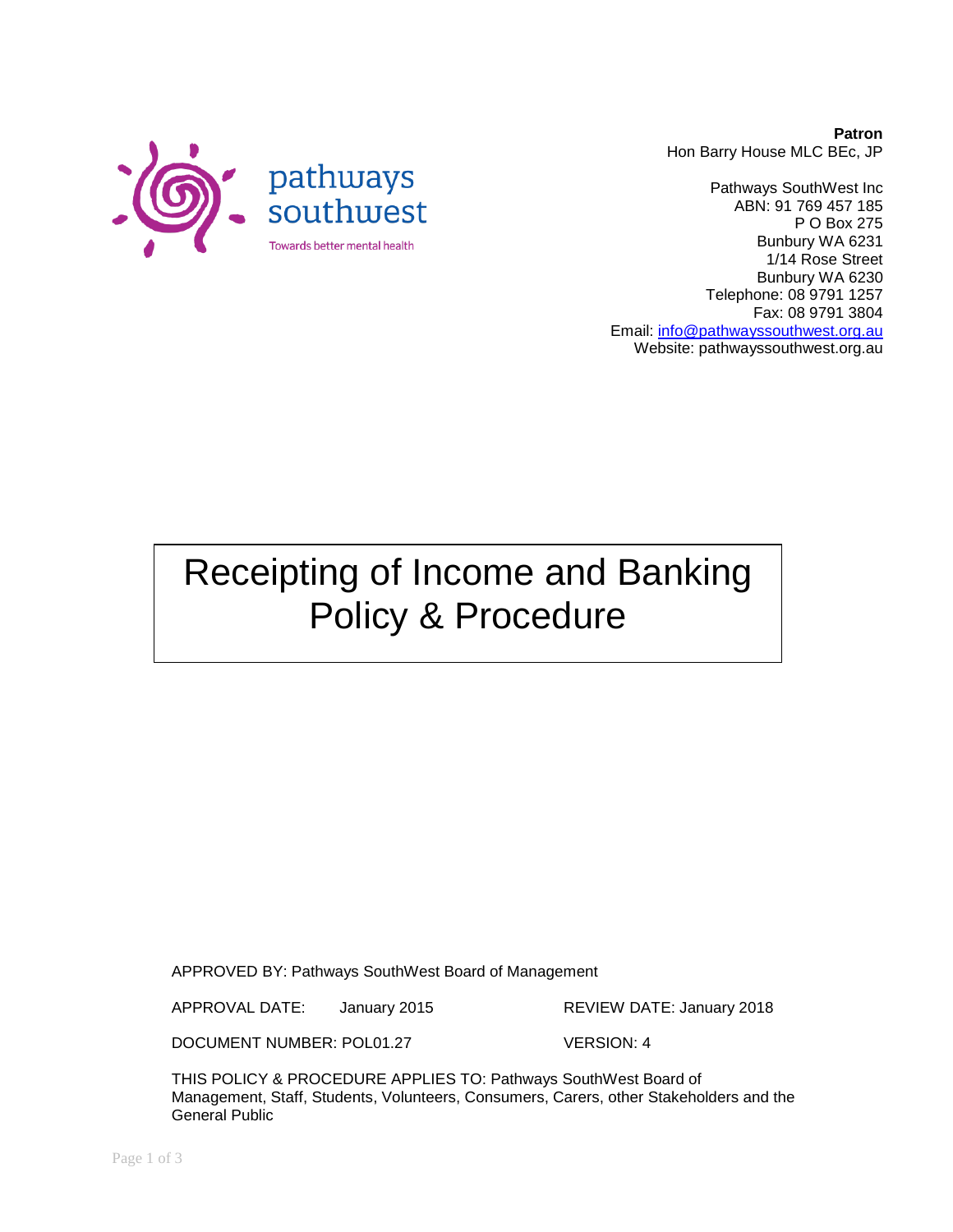pathways southwest

Towards better mental health

**Patron**
Hon Barry House MLC BEc, JP

Pathways SouthWest Inc
ABN: 91 769 457 185
P O Box 275
Bunbury WA 6231
1/14 Rose Street
Bunbury WA 6230
Telephone: 08 9791 1257
Fax: 08 9791 3804
Email: info@pathwayssouthwest.org.au
Website: pathwayssouthwest.org.au

# Receipting of Income and Banking Policy & Procedure

APPROVED BY: Pathways SouthWest Board of Management

APPROVAL DATE: January 2015 REVIEW DATE: January 2018

DOCUMENT NUMBER: POL01.27 VERSION: 4

THIS POLICY & PROCEDURE APPLIES TO: Pathways SouthWest Board of Management, Staff, Students, Volunteers, Consumers, Carers, other Stakeholders and the General Public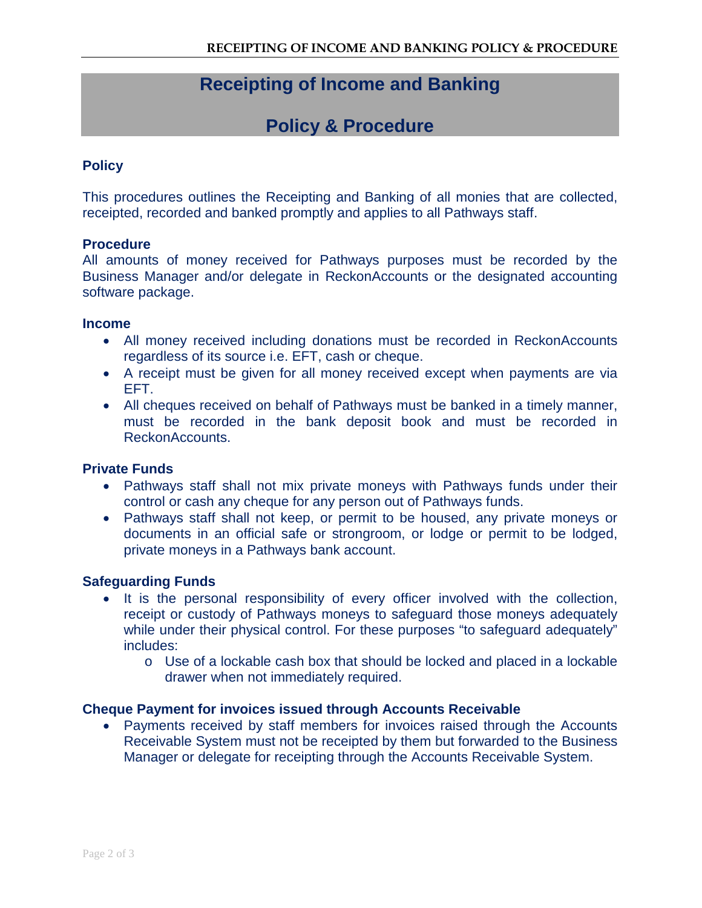# Receipting of Income and Banking

# Policy & Procedure

## Policy

This procedures outlines the Receipting and Banking of all monies that are collected, receipted, recorded and banked promptly and applies to all Pathways staff.

## Procedure

All amounts of money received for Pathways purposes must be recorded by the Business Manager and/or delegate in ReckonAccounts or the designated accounting software package.

### Income

- All money received including donations must be recorded in ReckonAccounts regardless of its source i.e. EFT, cash or cheque.
- A receipt must be given for all money received except when payments are via EFT.
- All cheques received on behalf of Pathways must be banked in a timely manner, must be recorded in the bank deposit book and must be recorded in ReckonAccounts.

### Private Funds

- Pathways staff shall not mix private moneys with Pathways funds under their control or cash any cheque for any person out of Pathways funds.
- Pathways staff shall not keep, or permit to be housed, any private moneys or documents in an official safe or strongroom, or lodge or permit to be lodged, private moneys in a Pathways bank account.

### Safeguarding Funds

- It is the personal responsibility of every officer involved with the collection, receipt or custody of Pathways moneys to safeguard those moneys adequately while under their physical control. For these purposes "to safeguard adequately" includes:
  - Use of a lockable cash box that should be locked and placed in a lockable drawer when not immediately required.

### Cheque Payment for invoices issued through Accounts Receivable

- Payments received by staff members for invoices raised through the Accounts Receivable System must not be receipted by them but forwarded to the Business Manager or delegate for receipting through the Accounts Receivable System.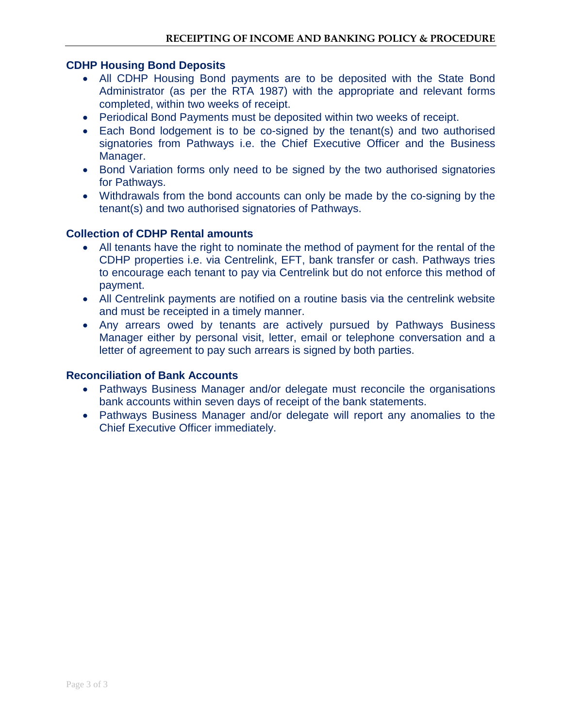### CDHP Housing Bond Deposits

- All CDHP Housing Bond payments are to be deposited with the State Bond Administrator (as per the RTA 1987) with the appropriate and relevant forms completed, within two weeks of receipt.
- Periodical Bond Payments must be deposited within two weeks of receipt.
- Each Bond lodgement is to be co-signed by the tenant(s) and two authorised signatories from Pathways i.e. the Chief Executive Officer and the Business Manager.
- Bond Variation forms only need to be signed by the two authorised signatories for Pathways.
- Withdrawals from the bond accounts can only be made by the co-signing by the tenant(s) and two authorised signatories of Pathways.

### Collection of CDHP Rental amounts

- All tenants have the right to nominate the method of payment for the rental of the CDHP properties i.e. via Centrelink, EFT, bank transfer or cash. Pathways tries to encourage each tenant to pay via Centrelink but do not enforce this method of payment.
- All Centrelink payments are notified on a routine basis via the centrelink website and must be receipted in a timely manner.
- Any arrears owed by tenants are actively pursued by Pathways Business Manager either by personal visit, letter, email or telephone conversation and a letter of agreement to pay such arrears is signed by both parties.

### Reconciliation of Bank Accounts

- Pathways Business Manager and/or delegate must reconcile the organisations bank accounts within seven days of receipt of the bank statements.
- Pathways Business Manager and/or delegate will report any anomalies to the Chief Executive Officer immediately.